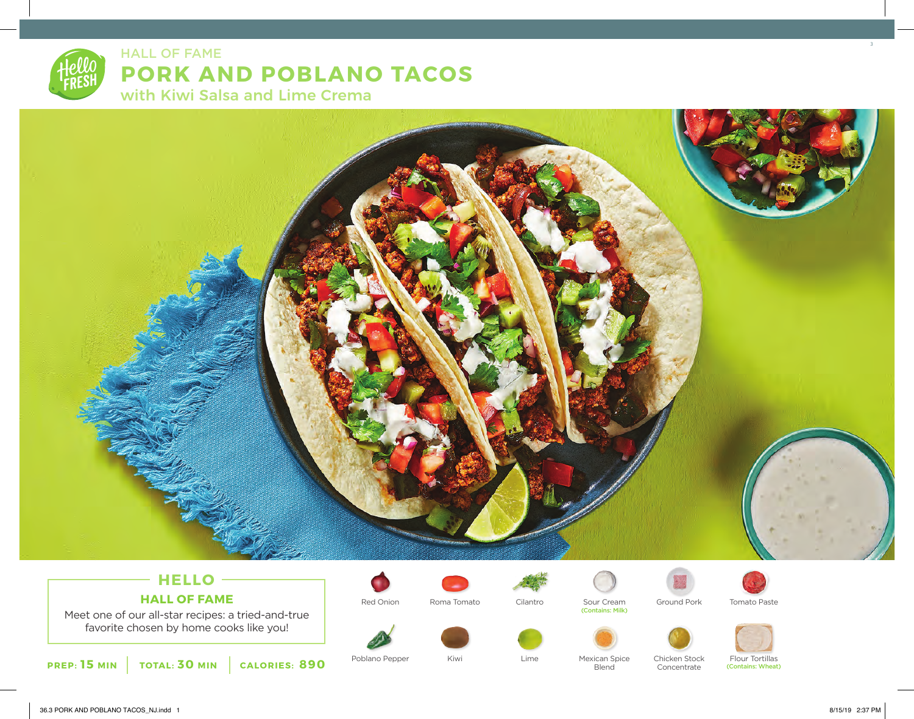HALL OF FAME

# PORK AND POBLANO TACOS

## with Kiwi Salsa and Lime Crema

## HELLO

### HALL OF FAME

Meet one of our all-star recipes: a tried-and-true favorite chosen by home cooks like you!

**PREP: 15 MIN** | **TOTAL: 30 MIN** | **CALORIES: 890**

- Red Onion
- Roma Tomato
- Cilantro
- Sour Cream (Contains: Milk)
- Ground Pork
- Tomato Paste
- Poblano Pepper
- Kiwi
- Lime
- Mexican Spice Blend
- Chicken Stock Concentrate
- Flour Tortillas (Contains: Wheat)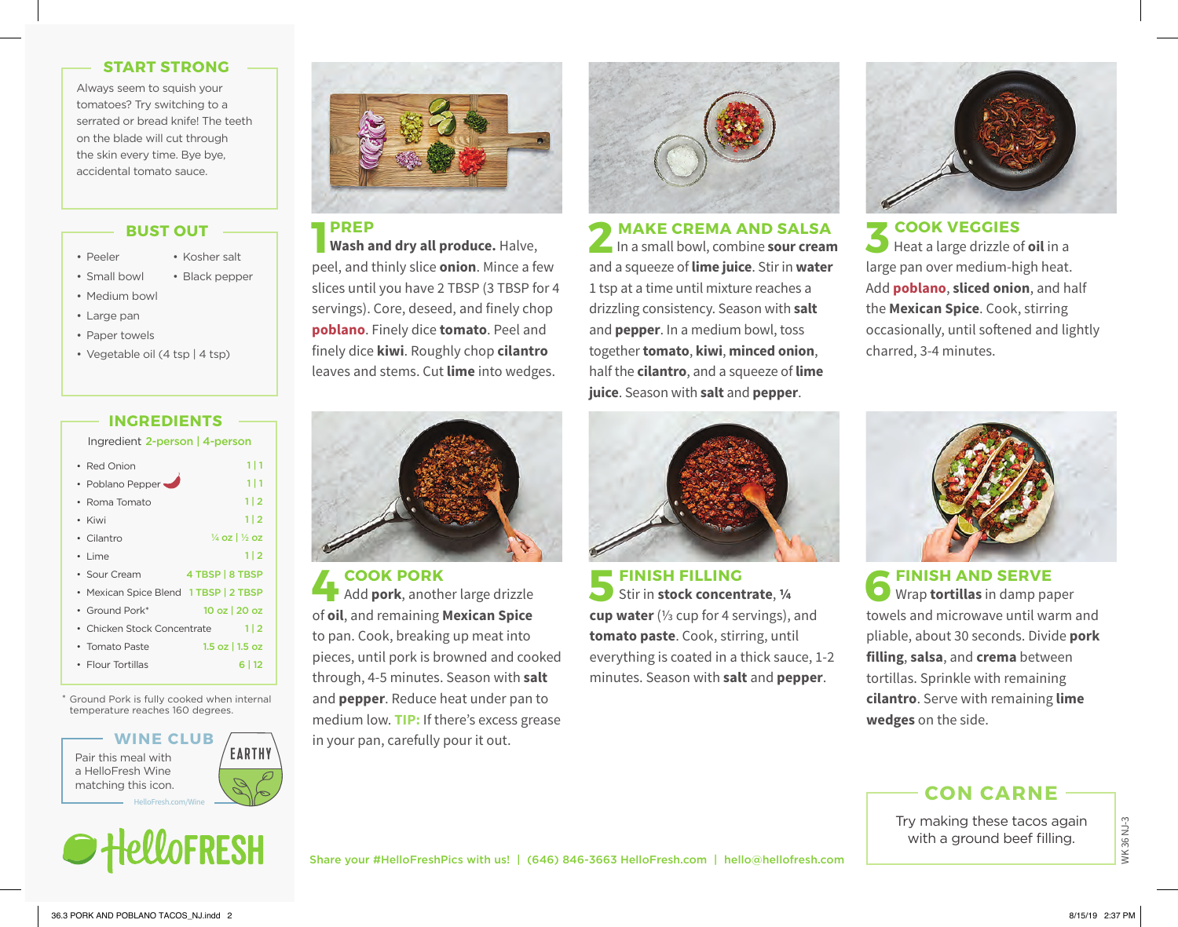## START STRONG

Always seem to squish your tomatoes? Try switching to a serrated or bread knife! The teeth on the blade will cut through the skin every time. Bye bye, accidental tomato sauce.

## BUST OUT

- Peeler
- Small bowl
- Medium bowl
- Large pan
- Paper towels
- Vegetable oil (4 tsp | 4 tsp)
- Kosher salt
- Black pepper

## INGREDIENTS

| Ingredient | 2-person \| 4-person |
| --- | --- |
| Red Onion | 1 \| 1 |
| Poblano Pepper | 1 \| 1 |
| Roma Tomato | 1 \| 2 |
| Kiwi | 1 \| 2 |
| Cilantro | ¼ oz \| ½ oz |
| Lime | 1 \| 2 |
| Sour Cream | 4 TBSP \| 8 TBSP |
| Mexican Spice Blend | 1 TBSP \| 2 TBSP |
| Ground Pork* | 10 oz \| 20 oz |
| Chicken Stock Concentrate | 1 \| 2 |
| Tomato Paste | 1.5 oz \| 1.5 oz |
| Flour Tortillas | 6 \| 12 |

\* Ground Pork is fully cooked when internal temperature reaches 160 degrees.

## WINE CLUB

Pair this meal with a HelloFresh Wine matching this icon.

EARTHY

HelloFresh.com/Wine

HelloFRESH

## 1 PREP

**Wash and dry all produce.** Halve, peel, and thinly slice **onion**. Mince a few slices until you have 2 TBSP (3 TBSP for 4 servings). Core, deseed, and finely chop **poblano**. Finely dice **tomato**. Peel and finely dice **kiwi**. Roughly chop **cilantro** leaves and stems. Cut **lime** into wedges.

## 2 MAKE CREMA AND SALSA

In a small bowl, combine **sour cream** and a squeeze of **lime juice**. Stir in **water** 1 tsp at a time until mixture reaches a drizzling consistency. Season with **salt** and **pepper**. In a medium bowl, toss together **tomato**, **kiwi**, **minced onion**, half the **cilantro**, and a squeeze of **lime juice**. Season with **salt** and **pepper**.

## 3 COOK VEGGIES

Heat a large drizzle of **oil** in a large pan over medium-high heat. Add **poblano**, **sliced onion**, and half the **Mexican Spice**. Cook, stirring occasionally, until softened and lightly charred, 3-4 minutes.

## 4 COOK PORK

Add **pork**, another large drizzle of **oil**, and remaining **Mexican Spice** to pan. Cook, breaking up meat into pieces, until pork is browned and cooked through, 4-5 minutes. Season with **salt** and **pepper**. Reduce heat under pan to medium low. **TIP:** If there's excess grease in your pan, carefully pour it out.

## 5 FINISH FILLING

Stir in **stock concentrate**, **¼ cup water** (⅓ cup for 4 servings), and **tomato paste**. Cook, stirring, until everything is coated in a thick sauce, 1-2 minutes. Season with **salt** and **pepper**.

## 6 FINISH AND SERVE

Wrap **tortillas** in damp paper towels and microwave until warm and pliable, about 30 seconds. Divide **pork filling**, **salsa**, and **crema** between tortillas. Sprinkle with remaining **cilantro**. Serve with remaining **lime wedges** on the side.

## CON CARNE

Try making these tacos again with a ground beef filling.

WK 36 NJ-3

Share your #HelloFreshPics with us! | (646) 846-3663 HelloFresh.com | hello@hellofresh.com